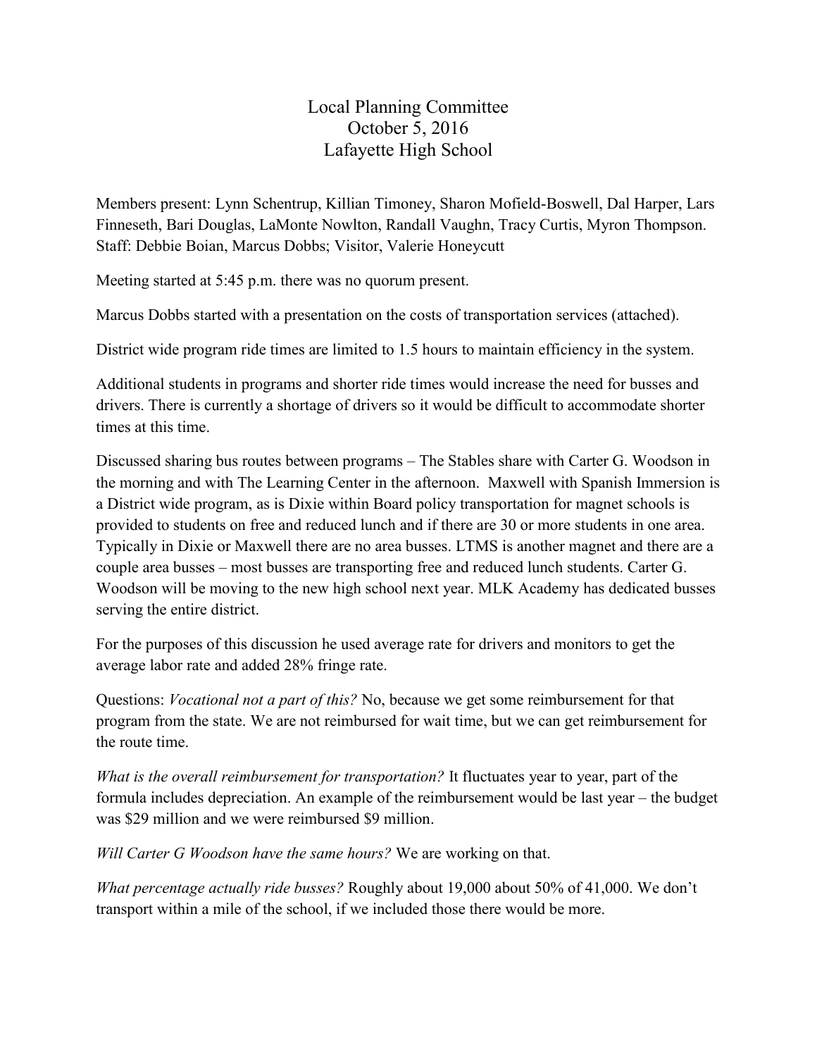# Local Planning Committee
## October 5, 2016
## Lafayette High School

Members present: Lynn Schentrup, Killian Timoney, Sharon Mofield-Boswell, Dal Harper, Lars Finneseth, Bari Douglas, LaMonte Nowlton, Randall Vaughn, Tracy Curtis, Myron Thompson. Staff: Debbie Boian, Marcus Dobbs; Visitor, Valerie Honeycutt

Meeting started at 5:45 p.m. there was no quorum present.

Marcus Dobbs started with a presentation on the costs of transportation services (attached).

District wide program ride times are limited to 1.5 hours to maintain efficiency in the system.

Additional students in programs and shorter ride times would increase the need for busses and drivers. There is currently a shortage of drivers so it would be difficult to accommodate shorter times at this time.

Discussed sharing bus routes between programs – The Stables share with Carter G. Woodson in the morning and with The Learning Center in the afternoon. Maxwell with Spanish Immersion is a District wide program, as is Dixie within Board policy transportation for magnet schools is provided to students on free and reduced lunch and if there are 30 or more students in one area. Typically in Dixie or Maxwell there are no area busses. LTMS is another magnet and there are a couple area busses – most busses are transporting free and reduced lunch students. Carter G. Woodson will be moving to the new high school next year. MLK Academy has dedicated busses serving the entire district.

For the purposes of this discussion he used average rate for drivers and monitors to get the average labor rate and added 28% fringe rate.

Questions: *Vocational not a part of this?* No, because we get some reimbursement for that program from the state. We are not reimbursed for wait time, but we can get reimbursement for the route time.

*What is the overall reimbursement for transportation?* It fluctuates year to year, part of the formula includes depreciation. An example of the reimbursement would be last year – the budget was $29 million and we were reimbursed $9 million.

*Will Carter G Woodson have the same hours?* We are working on that.

*What percentage actually ride busses?* Roughly about 19,000 about 50% of 41,000. We don't transport within a mile of the school, if we included those there would be more.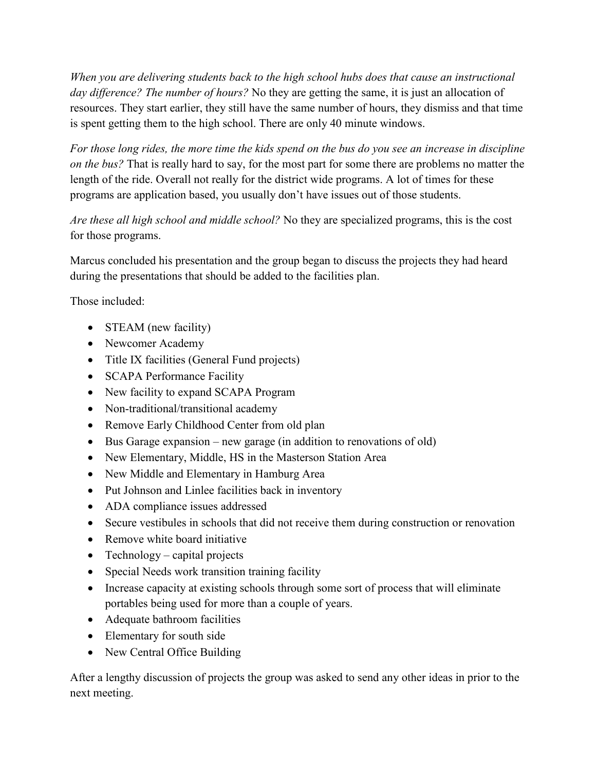*When you are delivering students back to the high school hubs does that cause an instructional day difference? The number of hours?* No they are getting the same, it is just an allocation of resources. They start earlier, they still have the same number of hours, they dismiss and that time is spent getting them to the high school. There are only 40 minute windows.

*For those long rides, the more time the kids spend on the bus do you see an increase in discipline on the bus?* That is really hard to say, for the most part for some there are problems no matter the length of the ride. Overall not really for the district wide programs. A lot of times for these programs are application based, you usually don't have issues out of those students.

*Are these all high school and middle school?* No they are specialized programs, this is the cost for those programs.

Marcus concluded his presentation and the group began to discuss the projects they had heard during the presentations that should be added to the facilities plan.

Those included:

- STEAM (new facility)
- Newcomer Academy
- Title IX facilities (General Fund projects)
- SCAPA Performance Facility
- New facility to expand SCAPA Program
- Non-traditional/transitional academy
- Remove Early Childhood Center from old plan
- Bus Garage expansion – new garage (in addition to renovations of old)
- New Elementary, Middle, HS in the Masterson Station Area
- New Middle and Elementary in Hamburg Area
- Put Johnson and Linlee facilities back in inventory
- ADA compliance issues addressed
- Secure vestibules in schools that did not receive them during construction or renovation
- Remove white board initiative
- Technology – capital projects
- Special Needs work transition training facility
- Increase capacity at existing schools through some sort of process that will eliminate portables being used for more than a couple of years.
- Adequate bathroom facilities
- Elementary for south side
- New Central Office Building

After a lengthy discussion of projects the group was asked to send any other ideas in prior to the next meeting.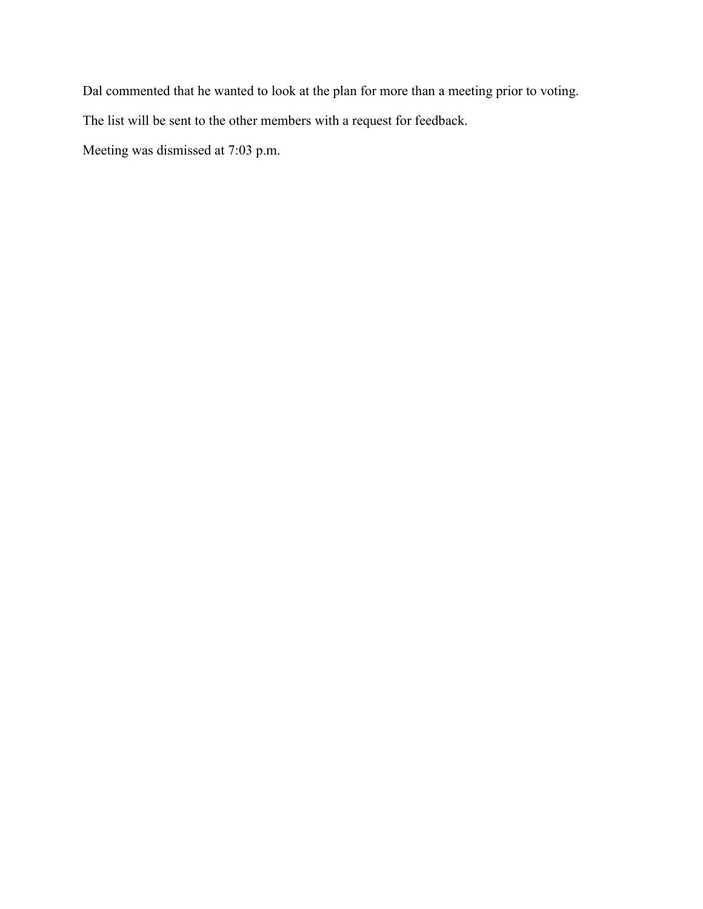Dal commented that he wanted to look at the plan for more than a meeting prior to voting.

The list will be sent to the other members with a request for feedback.

Meeting was dismissed at 7:03 p.m.